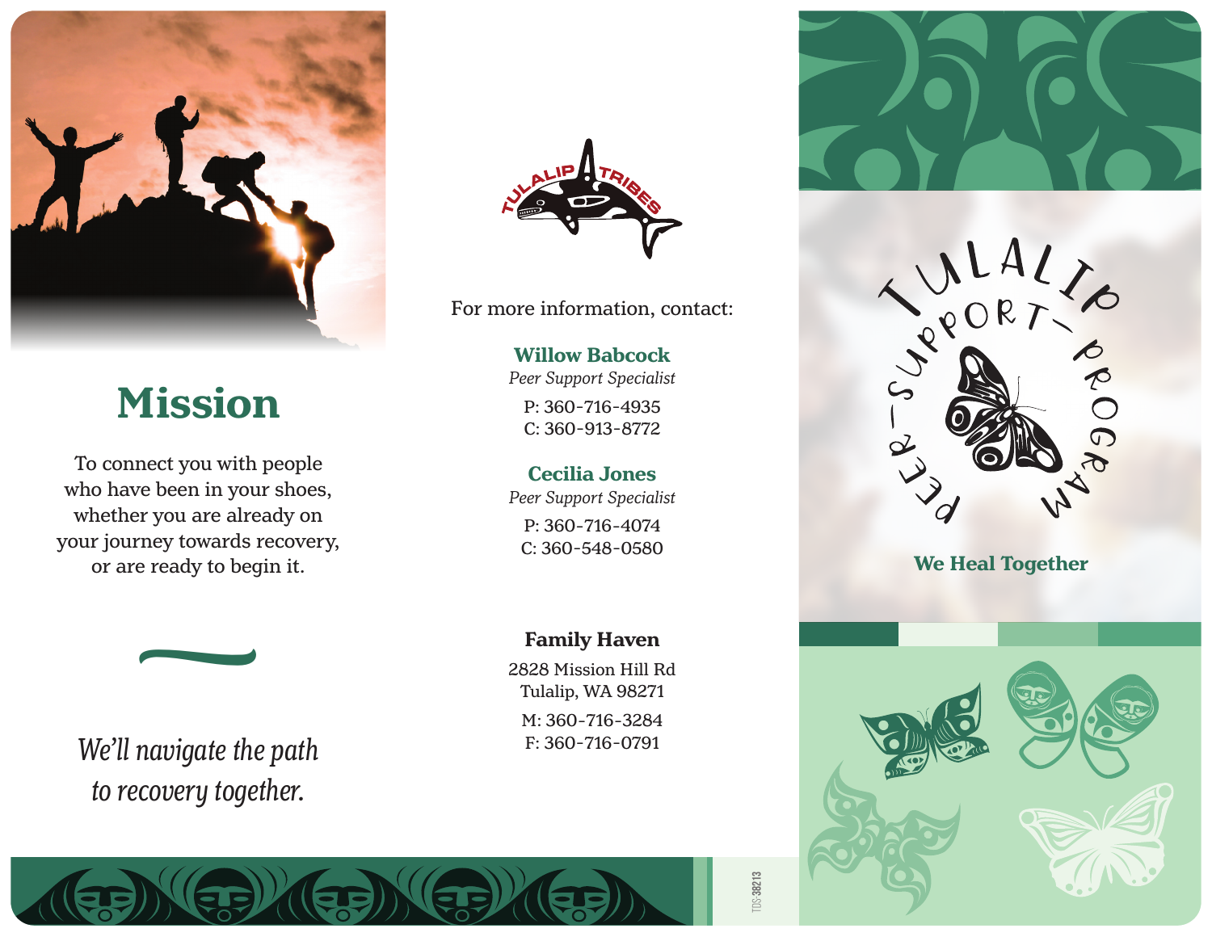# Mission

To connect you with people who have been in your shoes, whether you are already on your journey towards recovery, or are ready to begin it.

*We'll navigate the path to recovery together.*

TULALIP TRIBES

For more information, contact:

**Willow Babcock**
*Peer Support Specialist*
P: 360-716-4935
C: 360-913-8772

**Cecilia Jones**
*Peer Support Specialist*
P: 360-716-4074
C: 360-548-0580

**Family Haven**
2828 Mission Hill Rd
Tulalip, WA 98271
M: 360-716-3284
F: 360-716-0791

TDS-38213

TULALIP PEER-SUPPORT-PROGRAM

**We Heal Together**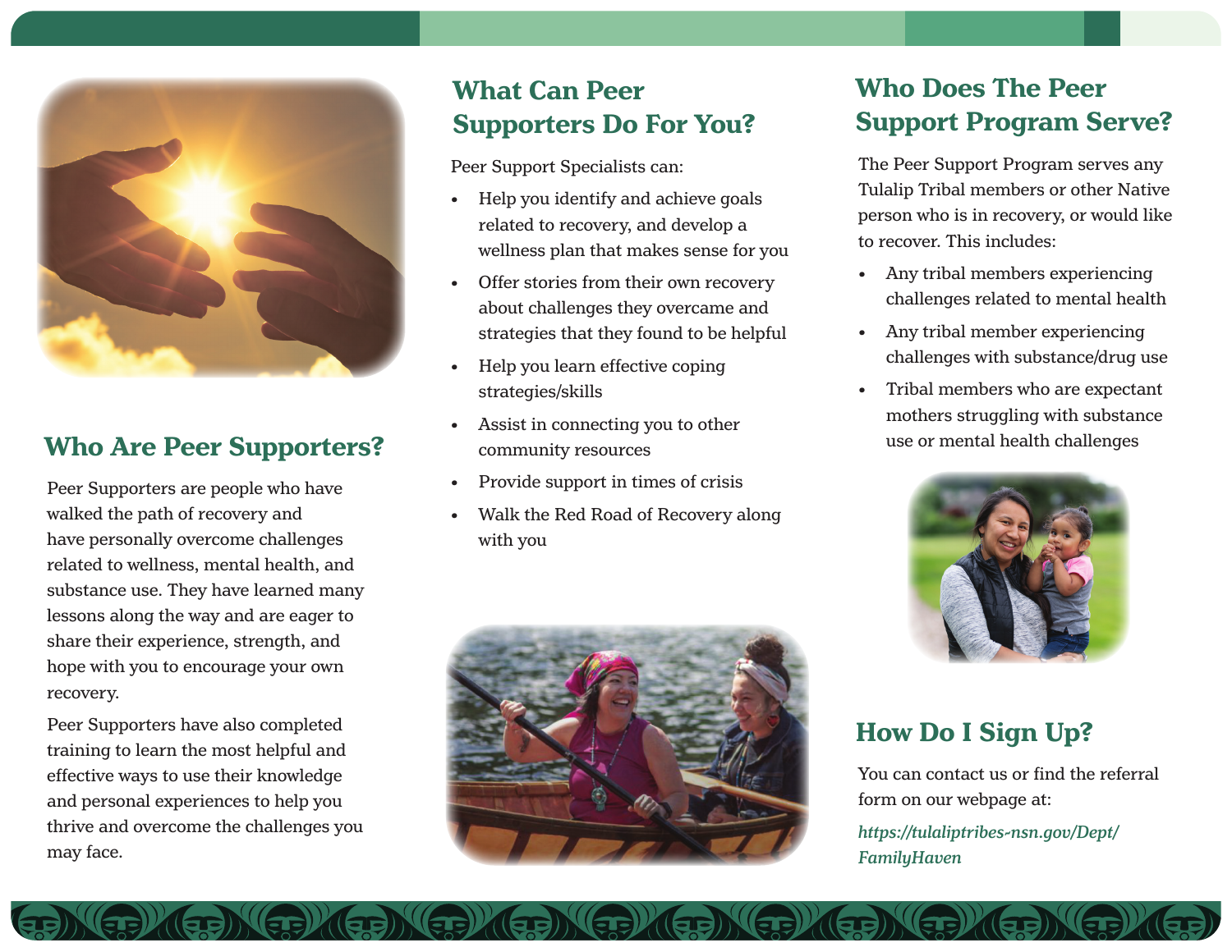## Who Are Peer Supporters?

Peer Supporters are people who have walked the path of recovery and have personally overcome challenges related to wellness, mental health, and substance use. They have learned many lessons along the way and are eager to share their experience, strength, and hope with you to encourage your own recovery.

Peer Supporters have also completed training to learn the most helpful and effective ways to use their knowledge and personal experiences to help you thrive and overcome the challenges you may face.

## What Can Peer Supporters Do For You?

Peer Support Specialists can:

- Help you identify and achieve goals related to recovery, and develop a wellness plan that makes sense for you
- Offer stories from their own recovery about challenges they overcame and strategies that they found to be helpful
- Help you learn effective coping strategies/skills
- Assist in connecting you to other community resources
- Provide support in times of crisis
- Walk the Red Road of Recovery along with you

## Who Does The Peer Support Program Serve?

The Peer Support Program serves any Tulalip Tribal members or other Native person who is in recovery, or would like to recover. This includes:

- Any tribal members experiencing challenges related to mental health
- Any tribal member experiencing challenges with substance/drug use
- Tribal members who are expectant mothers struggling with substance use or mental health challenges

## How Do I Sign Up?

You can contact us or find the referral form on our webpage at:

*https://tulaliptribes-nsn.gov/Dept/FamilyHaven*